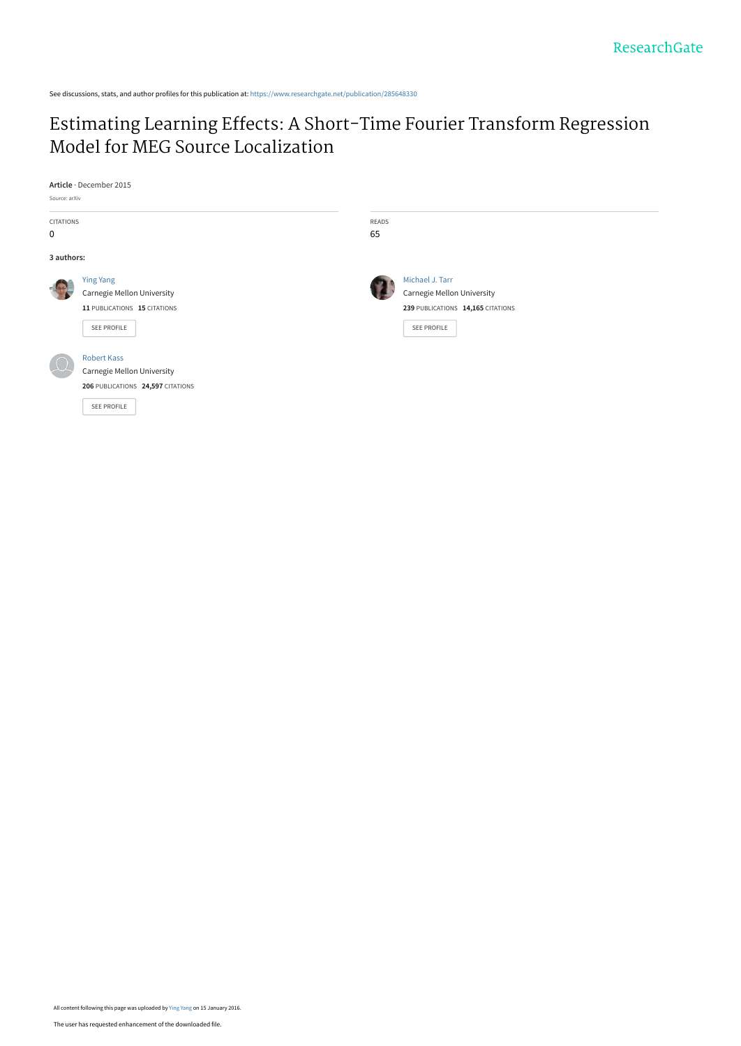See discussions, stats, and author profiles for this publication at: https://www.researchgate.net/publication/285648330

# Estimating Learning Effects: A Short-Time Fourier Transform Regression Model for MEG Source Localization

**Article** · December 2015

Source: arXiv

CITATIONS
0

READS
65

**3 authors:**

Ying Yang
Carnegie Mellon University
**11** PUBLICATIONS **15** CITATIONS

SEE PROFILE

Michael J. Tarr
Carnegie Mellon University
**239** PUBLICATIONS **14,165** CITATIONS

SEE PROFILE

Robert Kass
Carnegie Mellon University
**206** PUBLICATIONS **24,597** CITATIONS

SEE PROFILE

All content following this page was uploaded by Ying Yang on 15 January 2016.

The user has requested enhancement of the downloaded file.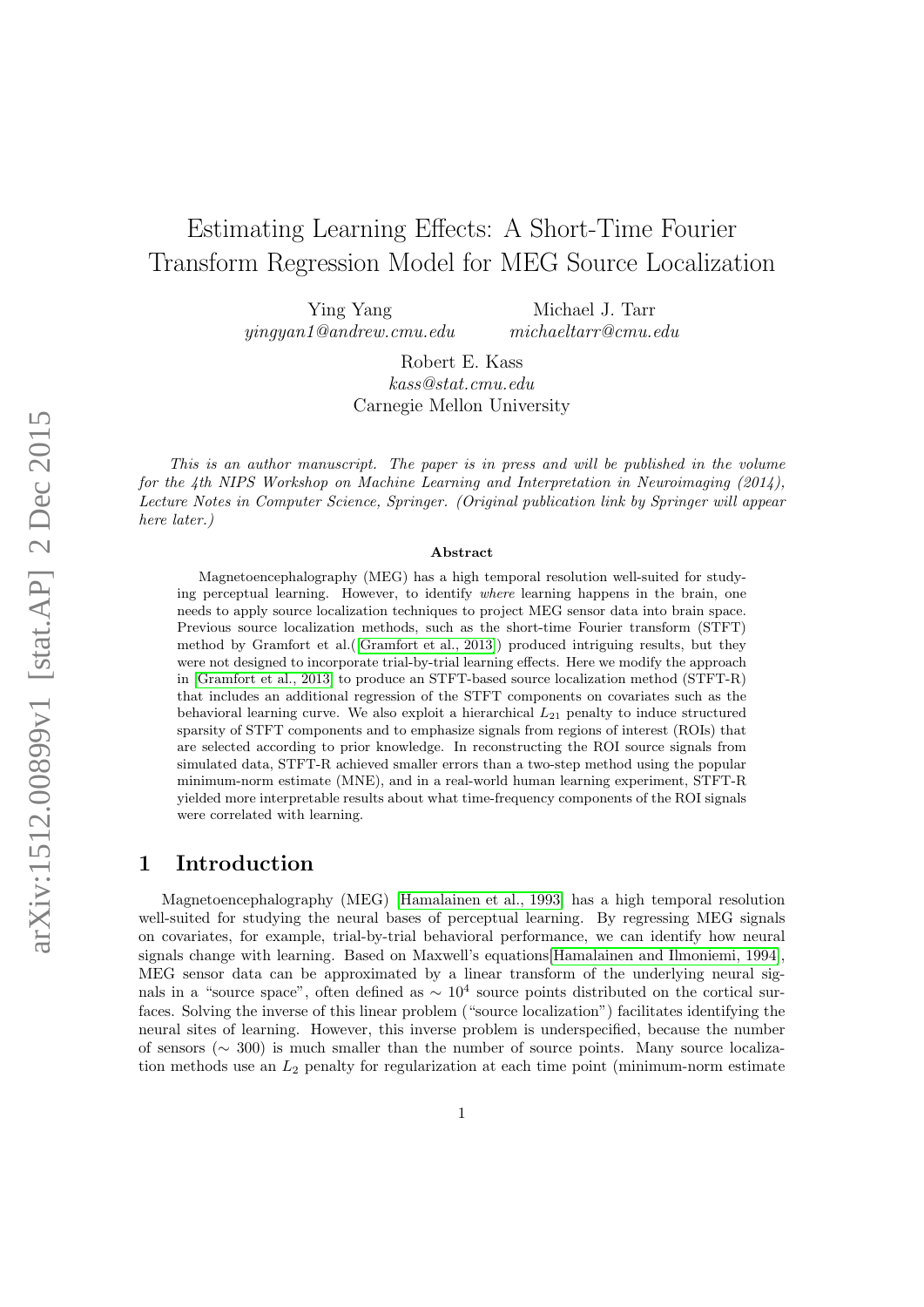# Estimating Learning Effects: A Short-Time Fourier Transform Regression Model for MEG Source Localization

Ying Yang
*yingyan1@andrew.cmu.edu*

Michael J. Tarr
*michaeltarr@cmu.edu*

Robert E. Kass
*kass@stat.cmu.edu*

Carnegie Mellon University

*This is an author manuscript. The paper is in press and will be published in the volume for the 4th NIPS Workshop on Machine Learning and Interpretation in Neuroimaging (2014), Lecture Notes in Computer Science, Springer. (Original publication link by Springer will appear here later.)*

### Abstract

Magnetoencephalography (MEG) has a high temporal resolution well-suited for studying perceptual learning. However, to identify *where* learning happens in the brain, one needs to apply source localization techniques to project MEG sensor data into brain space. Previous source localization methods, such as the short-time Fourier transform (STFT) method by Gramfort et al.([Gramfort et al., 2013]) produced intriguing results, but they were not designed to incorporate trial-by-trial learning effects. Here we modify the approach in [Gramfort et al., 2013] to produce an STFT-based source localization method (STFT-R) that includes an additional regression of the STFT components on covariates such as the behavioral learning curve. We also exploit a hierarchical $L_{21}$ penalty to induce structured sparsity of STFT components and to emphasize signals from regions of interest (ROIs) that are selected according to prior knowledge. In reconstructing the ROI source signals from simulated data, STFT-R achieved smaller errors than a two-step method using the popular minimum-norm estimate (MNE), and in a real-world human learning experiment, STFT-R yielded more interpretable results about what time-frequency components of the ROI signals were correlated with learning.

## 1 Introduction

Magnetoencephalography (MEG) [Hamalainen et al., 1993] has a high temporal resolution well-suited for studying the neural bases of perceptual learning. By regressing MEG signals on covariates, for example, trial-by-trial behavioral performance, we can identify how neural signals change with learning. Based on Maxwell's equations[Hamalainen and Ilmoniemi, 1994], MEG sensor data can be approximated by a linear transform of the underlying neural signals in a "source space", often defined as $\sim 10^4$ source points distributed on the cortical surfaces. Solving the inverse of this linear problem ("source localization") facilitates identifying the neural sites of learning. However, this inverse problem is underspecified, because the number of sensors ($\sim 300$) is much smaller than the number of source points. Many source localization methods use an $L_2$ penalty for regularization at each time point (minimum-norm estimate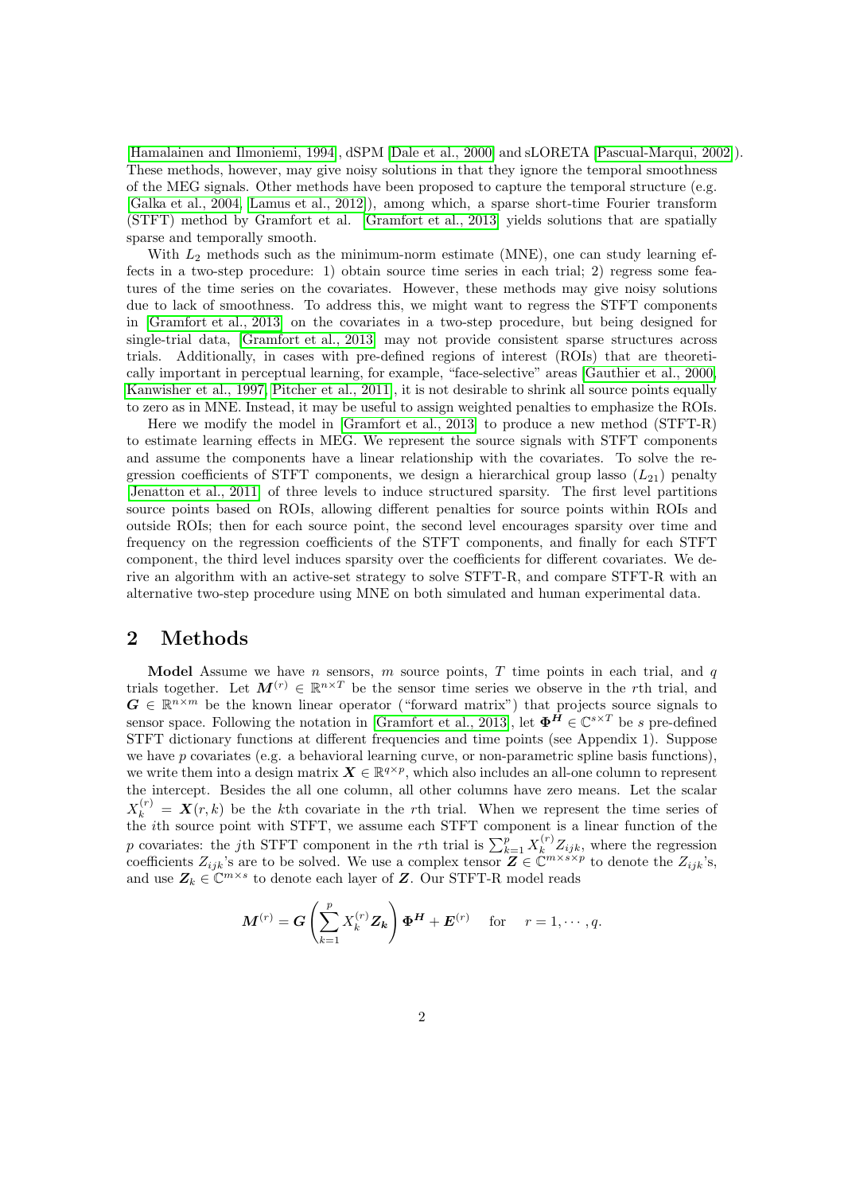[Hamalainen and Ilmoniemi, 1994], dSPM [Dale et al., 2000] and sLORETA [Pascual-Marqui, 2002]). These methods, however, may give noisy solutions in that they ignore the temporal smoothness of the MEG signals. Other methods have been proposed to capture the temporal structure (e.g. [Galka et al., 2004, Lamus et al., 2012]), among which, a sparse short-time Fourier transform (STFT) method by Gramfort et al. [Gramfort et al., 2013] yields solutions that are spatially sparse and temporally smooth.

With $L_2$ methods such as the minimum-norm estimate (MNE), one can study learning effects in a two-step procedure: 1) obtain source time series in each trial; 2) regress some features of the time series on the covariates. However, these methods may give noisy solutions due to lack of smoothness. To address this, we might want to regress the STFT components in [Gramfort et al., 2013] on the covariates in a two-step procedure, but being designed for single-trial data, [Gramfort et al., 2013] may not provide consistent sparse structures across trials. Additionally, in cases with pre-defined regions of interest (ROIs) that are theoretically important in perceptual learning, for example, "face-selective" areas [Gauthier et al., 2000, Kanwisher et al., 1997, Pitcher et al., 2011], it is not desirable to shrink all source points equally to zero as in MNE. Instead, it may be useful to assign weighted penalties to emphasize the ROIs.

Here we modify the model in [Gramfort et al., 2013] to produce a new method (STFT-R) to estimate learning effects in MEG. We represent the source signals with STFT components and assume the components have a linear relationship with the covariates. To solve the regression coefficients of STFT components, we design a hierarchical group lasso ($L_{21}$) penalty [Jenatton et al., 2011] of three levels to induce structured sparsity. The first level partitions source points based on ROIs, allowing different penalties for source points within ROIs and outside ROIs; then for each source point, the second level encourages sparsity over time and frequency on the regression coefficients of the STFT components, and finally for each STFT component, the third level induces sparsity over the coefficients for different covariates. We derive an algorithm with an active-set strategy to solve STFT-R, and compare STFT-R with an alternative two-step procedure using MNE on both simulated and human experimental data.

## 2 Methods

**Model** Assume we have $n$ sensors, $m$ source points, $T$ time points in each trial, and $q$ trials together. Let $\boldsymbol{M}^{(r)} \in \mathbb{R}^{n \times T}$ be the sensor time series we observe in the $r$th trial, and $\boldsymbol{G} \in \mathbb{R}^{n \times m}$ be the known linear operator ("forward matrix") that projects source signals to sensor space. Following the notation in [Gramfort et al., 2013], let $\boldsymbol{\Phi^H} \in \mathbb{C}^{s \times T}$ be $s$ pre-defined STFT dictionary functions at different frequencies and time points (see Appendix 1). Suppose we have $p$ covariates (e.g. a behavioral learning curve, or non-parametric spline basis functions), we write them into a design matrix $\boldsymbol{X} \in \mathbb{R}^{q \times p}$, which also includes an all-one column to represent the intercept. Besides the all one column, all other columns have zero means. Let the scalar $X_k^{(r)} = \boldsymbol{X}(r,k)$ be the $k$th covariate in the $r$th trial. When we represent the time series of the $i$th source point with STFT, we assume each STFT component is a linear function of the $p$ covariates: the $j$th STFT component in the $r$th trial is $\sum_{k=1}^{p} X_k^{(r)} Z_{ijk}$, where the regression coefficients $Z_{ijk}$'s are to be solved. We use a complex tensor $\boldsymbol{Z} \in \mathbb{C}^{m \times s \times p}$ to denote the $Z_{ijk}$'s, and use $\boldsymbol{Z}_k \in \mathbb{C}^{m \times s}$ to denote each layer of $\boldsymbol{Z}$. Our STFT-R model reads

$$\boldsymbol{M}^{(r)} = \boldsymbol{G} \left( \sum_{k=1}^{p} X_k^{(r)} \boldsymbol{Z_k} \right) \boldsymbol{\Phi^H} + \boldsymbol{E}^{(r)} \quad \text{for} \quad r = 1, \cdots, q.$$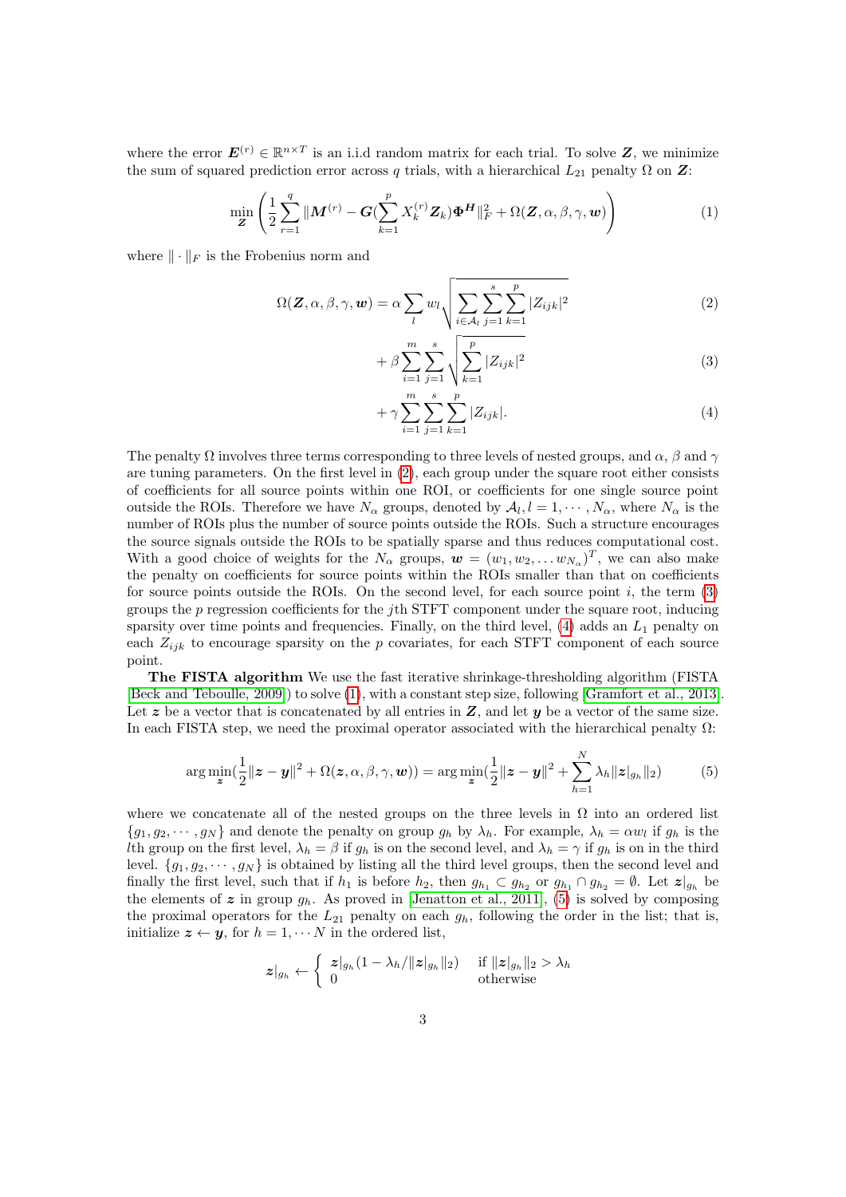where the error $\boldsymbol{E}^{(r)} \in \mathbb{R}^{n \times T}$ is an i.i.d random matrix for each trial. To solve $\boldsymbol{Z}$, we minimize the sum of squared prediction error across $q$ trials, with a hierarchical $L_{21}$ penalty $\Omega$ on $\boldsymbol{Z}$:

$$\min_{\boldsymbol{Z}} \left( \frac{1}{2} \sum_{r=1}^{q} \| \boldsymbol{M}^{(r)} - \boldsymbol{G} (\sum_{k=1}^{p} X_k^{(r)} \boldsymbol{Z}_k) \boldsymbol{\Phi}^{\boldsymbol{H}} \|_F^2 + \Omega(\boldsymbol{Z}, \alpha, \beta, \gamma, \boldsymbol{w}) \right) \tag{1}$$

where $\| \cdot \|_F$ is the Frobenius norm and

$$\Omega(\boldsymbol{Z}, \alpha, \beta, \gamma, \boldsymbol{w}) = \alpha \sum_{l} w_l \sqrt{\sum_{i \in \mathcal{A}_l} \sum_{j=1}^{s} \sum_{k=1}^{p} |Z_{ijk}|^2} \tag{2}$$

$$+ \beta \sum_{i=1}^{m} \sum_{j=1}^{s} \sqrt{\sum_{k=1}^{p} |Z_{ijk}|^2} \tag{3}$$

$$+ \gamma \sum_{i=1}^{m} \sum_{j=1}^{s} \sum_{k=1}^{p} |Z_{ijk}|. \tag{4}$$

The penalty $\Omega$ involves three terms corresponding to three levels of nested groups, and $\alpha$, $\beta$ and $\gamma$ are tuning parameters. On the first level in (2), each group under the square root either consists of coefficients for all source points within one ROI, or coefficients for one single source point outside the ROIs. Therefore we have $N_\alpha$ groups, denoted by $\mathcal{A}_l, l = 1, \cdots, N_\alpha$, where $N_\alpha$ is the number of ROIs plus the number of source points outside the ROIs. Such a structure encourages the source signals outside the ROIs to be spatially sparse and thus reduces computational cost. With a good choice of weights for the $N_\alpha$ groups, $\boldsymbol{w} = (w_1, w_2, \ldots w_{N_\alpha})^T$, we can also make the penalty on coefficients for source points within the ROIs smaller than that on coefficients for source points outside the ROIs. On the second level, for each source point $i$, the term (3) groups the $p$ regression coefficients for the $j$th STFT component under the square root, inducing sparsity over time points and frequencies. Finally, on the third level, (4) adds an $L_1$ penalty on each $Z_{ijk}$ to encourage sparsity on the $p$ covariates, for each STFT component of each source point.

**The FISTA algorithm** We use the fast iterative shrinkage-thresholding algorithm (FISTA [Beck and Teboulle, 2009]) to solve (1), with a constant step size, following [Gramfort et al., 2013]. Let $\boldsymbol{z}$ be a vector that is concatenated by all entries in $\boldsymbol{Z}$, and let $\boldsymbol{y}$ be a vector of the same size. In each FISTA step, we need the proximal operator associated with the hierarchical penalty $\Omega$:

$$\arg\min_{\boldsymbol{z}} (\frac{1}{2} \| \boldsymbol{z} - \boldsymbol{y} \|^2 + \Omega(\boldsymbol{z}, \alpha, \beta, \gamma, \boldsymbol{w})) = \arg\min_{\boldsymbol{z}} (\frac{1}{2} \| \boldsymbol{z} - \boldsymbol{y} \|^2 + \sum_{h=1}^{N} \lambda_h \| \boldsymbol{z}|_{g_h} \|_2) \tag{5}$$

where we concatenate all of the nested groups on the three levels in $\Omega$ into an ordered list $\{g_1, g_2, \cdots, g_N\}$ and denote the penalty on group $g_h$ by $\lambda_h$. For example, $\lambda_h = \alpha w_l$ if $g_h$ is the $l$th group on the first level, $\lambda_h = \beta$ if $g_h$ is on the second level, and $\lambda_h = \gamma$ if $g_h$ is on in the third level. $\{g_1, g_2, \cdots, g_N\}$ is obtained by listing all the third level groups, then the second level and finally the first level, such that if $h_1$ is before $h_2$, then $g_{h_1} \subset g_{h_2}$ or $g_{h_1} \cap g_{h_2} = \emptyset$. Let $\boldsymbol{z}|_{g_h}$ be the elements of $\boldsymbol{z}$ in group $g_h$. As proved in [Jenatton et al., 2011], (5) is solved by composing the proximal operators for the $L_{21}$ penalty on each $g_h$, following the order in the list; that is, initialize $\boldsymbol{z} \leftarrow \boldsymbol{y}$, for $h = 1, \cdots N$ in the ordered list,

$$\boldsymbol{z}|_{g_h} \leftarrow \begin{cases} \boldsymbol{z}|_{g_h} (1 - \lambda_h / \| \boldsymbol{z}|_{g_h} \|_2) & \text{if } \| \boldsymbol{z}|_{g_h} \|_2 > \lambda_h \\ 0 & \text{otherwise} \end{cases}$$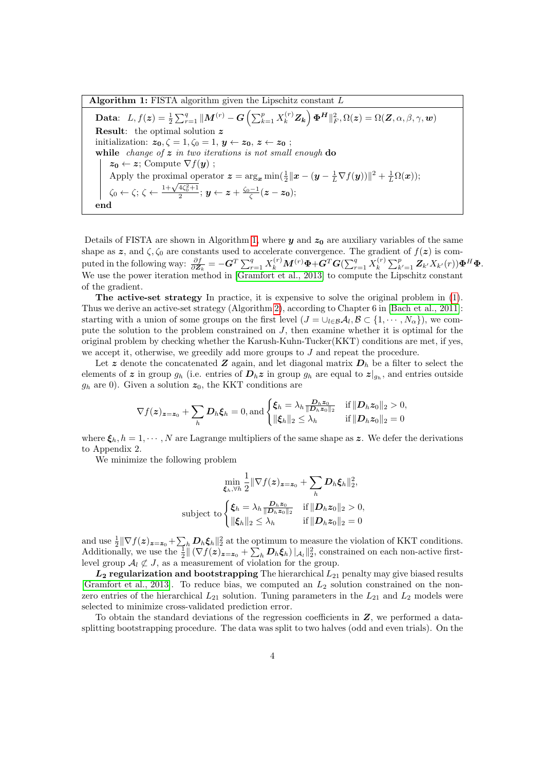**Algorithm 1:** FISTA algorithm given the Lipschitz constant $L$

```
Data:  L, f(z) = 1/2 Σ_{r=1}^{q} ||M^(r) − G (Σ_{k=1}^{p} X_k^(r) Z_k) Φ^H||_F^2, Ω(z) = Ω(Z, α, β, γ, w)
Result:  the optimal solution z
initialization: z_0, ζ = 1, ζ_0 = 1, y ← z_0, z ← z_0 ;
while  change of z in two iterations is not small enough do
    z_0 ← z; Compute ∇f(y) ;
    Apply the proximal operator z = arg_x min(1/2 ||x − (y − 1/L ∇f(y))||^2 + 1/L Ω(x));
    ζ_0 ← ζ; ζ ← (1 + sqrt(4ζ_0^2 + 1))/2; y ← z + (ζ_0 − 1)/ζ (z − z_0);
end
```

Details of FISTA are shown in Algorithm 1, where $\boldsymbol{y}$ and $\boldsymbol{z_0}$ are auxiliary variables of the same shape as $\boldsymbol{z}$, and $\zeta, \zeta_0$ are constants used to accelerate convergence. The gradient of $f(\boldsymbol{z})$ is computed in the following way: $\frac{\partial f}{\partial \boldsymbol{Z}_k} = -\boldsymbol{G}^T \sum_{r=1}^{q} X_k^{(r)} \boldsymbol{M}^{(r)} \boldsymbol{\Phi} + \boldsymbol{G}^T \boldsymbol{G} (\sum_{r=1}^{q} X_k^{(r)} \sum_{k'=1}^{p} \boldsymbol{Z}_{k'} X_{k'}(r)) \boldsymbol{\Phi}^H \boldsymbol{\Phi}$. We use the power iteration method in [Gramfort et al., 2013] to compute the Lipschitz constant of the gradient.

**The active-set strategy** In practice, it is expensive to solve the original problem in (1). Thus we derive an active-set strategy (Algorithm 2), according to Chapter 6 in [Bach et al., 2011]: starting with a union of some groups on the first level ($J = \cup_{l \in \mathcal{B}} \mathcal{A}_l, \mathcal{B} \subset \{1, \cdots, N_\alpha\}$), we compute the solution to the problem constrained on $J$, then examine whether it is optimal for the original problem by checking whether the Karush-Kuhn-Tucker(KKT) conditions are met, if yes, we accept it, otherwise, we greedily add more groups to $J$ and repeat the procedure.

Let $\boldsymbol{z}$ denote the concatenated $\boldsymbol{Z}$ again, and let diagonal matrix $\boldsymbol{D}_h$ be a filter to select the elements of $\boldsymbol{z}$ in group $g_h$ (i.e. entries of $\boldsymbol{D}_h \boldsymbol{z}$ in group $g_h$ are equal to $\boldsymbol{z}|_{g_h}$, and entries outside $g_h$ are 0). Given a solution $\boldsymbol{z}_0$, the KKT conditions are

$$\nabla f(\boldsymbol{z})_{\boldsymbol{z}=\boldsymbol{z}_0} + \sum_h \boldsymbol{D}_h \boldsymbol{\xi}_h = 0, \text{and} \begin{cases} \boldsymbol{\xi}_h = \lambda_h \frac{\boldsymbol{D}_h \boldsymbol{z}_0}{\|\boldsymbol{D}_h \boldsymbol{z}_0\|_2} & \text{if} \|\boldsymbol{D}_h \boldsymbol{z}_0\|_2 > 0, \\ \|\boldsymbol{\xi}_h\|_2 \leq \lambda_h & \text{if} \|\boldsymbol{D}_h \boldsymbol{z}_0\|_2 = 0 \end{cases}$$

where $\boldsymbol{\xi}_h, h = 1, \cdots, N$ are Lagrange multipliers of the same shape as $\boldsymbol{z}$. We defer the derivations to Appendix 2.

We minimize the following problem

$$\min_{\boldsymbol{\xi}_h, \forall h} \frac{1}{2} \|\nabla f(\boldsymbol{z})_{\boldsymbol{z}=\boldsymbol{z}_0} + \sum_h \boldsymbol{D}_h \boldsymbol{\xi}_h\|_2^2,$$

$$\text{subject to} \begin{cases} \boldsymbol{\xi}_h = \lambda_h \frac{\boldsymbol{D}_h \boldsymbol{z}_0}{\|\boldsymbol{D}_h \boldsymbol{z}_0\|_2} & \text{if} \|\boldsymbol{D}_h \boldsymbol{z}_0\|_2 > 0, \\ \|\boldsymbol{\xi}_h\|_2 \leq \lambda_h & \text{if} \|\boldsymbol{D}_h \boldsymbol{z}_0\|_2 = 0 \end{cases}$$

and use $\frac{1}{2} \|\nabla f(\boldsymbol{z})_{\boldsymbol{z}=\boldsymbol{z}_0} + \sum_h \boldsymbol{D}_h \boldsymbol{\xi}_h\|_2^2$ at the optimum to measure the violation of KKT conditions. Additionally, we use the $\frac{1}{2} \| (\nabla f(\boldsymbol{z})_{\boldsymbol{z}=\boldsymbol{z}_0} + \sum_h \boldsymbol{D}_h \boldsymbol{\xi}_h) |_{\mathcal{A}_l} \|_2^2$, constrained on each non-active first-level group $\mathcal{A}_l \not\subset J$, as a measurement of violation for the group.

***$L_2$* regularization and bootstrapping** The hierarchical $L_{21}$ penalty may give biased results [Gramfort et al., 2013]. To reduce bias, we computed an $L_2$ solution constrained on the non-zero entries of the hierarchical $L_{21}$ solution. Tuning parameters in the $L_{21}$ and $L_2$ models were selected to minimize cross-validated prediction error.

To obtain the standard deviations of the regression coefficients in $\boldsymbol{Z}$, we performed a data-splitting bootstrapping procedure. The data was split to two halves (odd and even trials). On the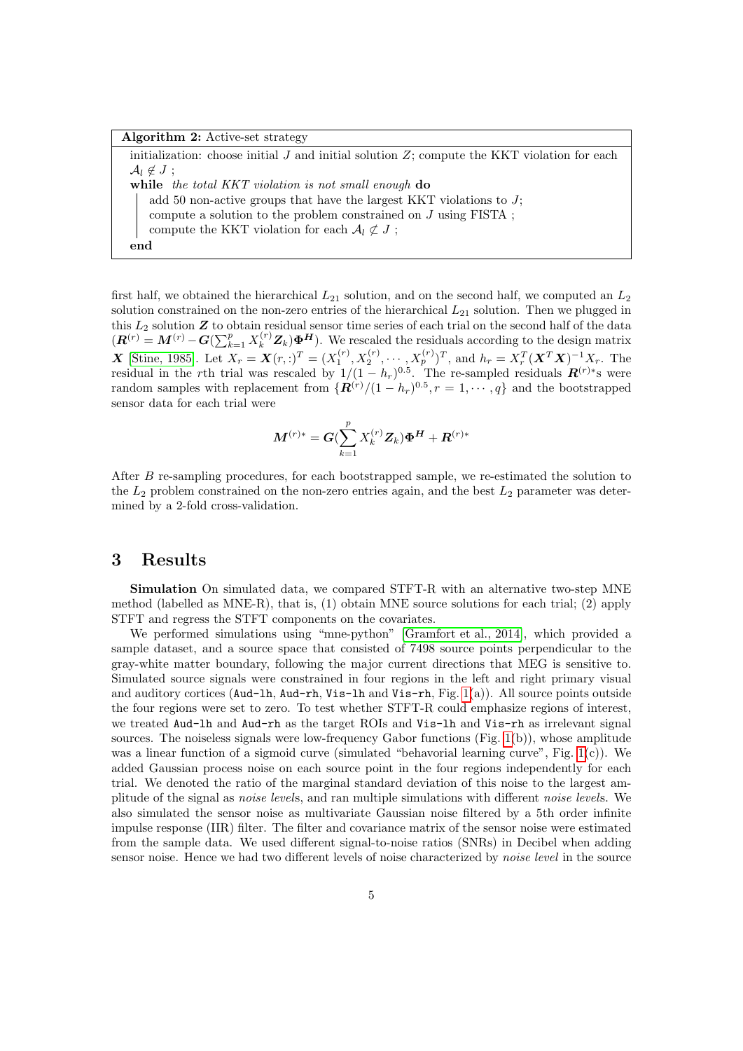**Algorithm 2:** Active-set strategy

initialization: choose initial $J$ and initial solution $Z$; compute the KKT violation for each $\mathcal{A}_l \notin J$ ;

**while** *the total KKT violation is not small enough* **do**

  add 50 non-active groups that have the largest KKT violations to $J$;

  compute a solution to the problem constrained on $J$ using FISTA ;

  compute the KKT violation for each $\mathcal{A}_l \not\subset J$ ;

**end**

first half, we obtained the hierarchical $L_{21}$ solution, and on the second half, we computed an $L_2$ solution constrained on the non-zero entries of the hierarchical $L_{21}$ solution. Then we plugged in this $L_2$ solution $\boldsymbol{Z}$ to obtain residual sensor time series of each trial on the second half of the data ($\boldsymbol{R}^{(r)} = \boldsymbol{M}^{(r)} - \boldsymbol{G}(\sum_{k=1}^{p} X_k^{(r)} \boldsymbol{Z}_k)\boldsymbol{\Phi}^{\boldsymbol{H}}$). We rescaled the residuals according to the design matrix $\boldsymbol{X}$ [Stine, 1985]. Let $X_r = \boldsymbol{X}(r,:)^T = (X_1^{(r)}, X_2^{(r)}, \cdots, X_p^{(r)})^T$, and $h_r = X_r^T(\boldsymbol{X}^T\boldsymbol{X})^{-1}X_r$. The residual in the $r$th trial was rescaled by $1/(1-h_r)^{0.5}$. The re-sampled residuals $\boldsymbol{R}^{(r)*}$s were random samples with replacement from $\{\boldsymbol{R}^{(r)}/(1-h_r)^{0.5}, r = 1, \cdots, q\}$ and the bootstrapped sensor data for each trial were

$$\boldsymbol{M}^{(r)*} = \boldsymbol{G}(\sum_{k=1}^{p} X_k^{(r)} \boldsymbol{Z}_k)\boldsymbol{\Phi}^{\boldsymbol{H}} + \boldsymbol{R}^{(r)*}$$

After $B$ re-sampling procedures, for each bootstrapped sample, we re-estimated the solution to the $L_2$ problem constrained on the non-zero entries again, and the best $L_2$ parameter was determined by a 2-fold cross-validation.

# 3 Results

**Simulation** On simulated data, we compared STFT-R with an alternative two-step MNE method (labelled as MNE-R), that is, (1) obtain MNE source solutions for each trial; (2) apply STFT and regress the STFT components on the covariates.

We performed simulations using "mne-python" [Gramfort et al., 2014], which provided a sample dataset, and a source space that consisted of 7498 source points perpendicular to the gray-white matter boundary, following the major current directions that MEG is sensitive to. Simulated source signals were constrained in four regions in the left and right primary visual and auditory cortices (`Aud-lh`, `Aud-rh`, `Vis-lh` and `Vis-rh`, Fig. 1(a)). All source points outside the four regions were set to zero. To test whether STFT-R could emphasize regions of interest, we treated `Aud-lh` and `Aud-rh` as the target ROIs and `Vis-lh` and `Vis-rh` as irrelevant signal sources. The noiseless signals were low-frequency Gabor functions (Fig. 1(b)), whose amplitude was a linear function of a sigmoid curve (simulated "behavorial learning curve", Fig. 1(c)). We added Gaussian process noise on each source point in the four regions independently for each trial. We denoted the ratio of the marginal standard deviation of this noise to the largest amplitude of the signal as *noise levels*, and ran multiple simulations with different *noise levels*. We also simulated the sensor noise as multivariate Gaussian noise filtered by a 5th order infinite impulse response (IIR) filter. The filter and covariance matrix of the sensor noise were estimated from the sample data. We used different signal-to-noise ratios (SNRs) in Decibel when adding sensor noise. Hence we had two different levels of noise characterized by *noise level* in the source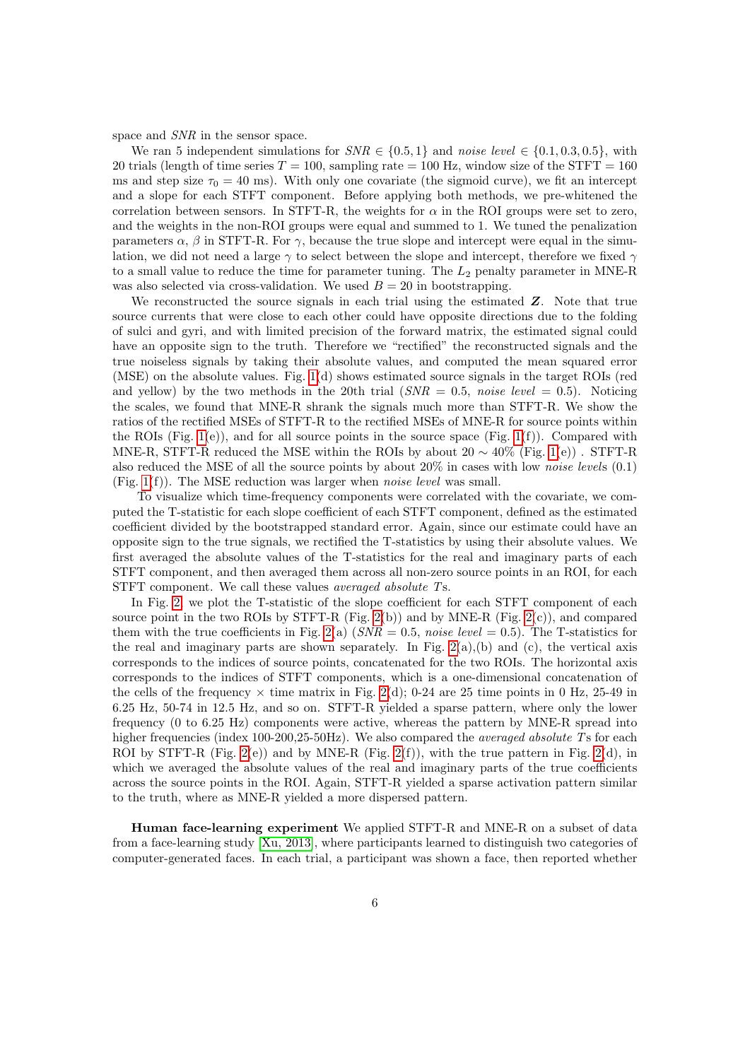space and *SNR* in the sensor space.

We ran 5 independent simulations for $SNR \in \{0.5, 1\}$ and *noise level* $\in \{0.1, 0.3, 0.5\}$, with 20 trials (length of time series $T = 100$, sampling rate = 100 Hz, window size of the STFT = 160 ms and step size $\tau_0 = 40$ ms). With only one covariate (the sigmoid curve), we fit an intercept and a slope for each STFT component. Before applying both methods, we pre-whitened the correlation between sensors. In STFT-R, the weights for $\alpha$ in the ROI groups were set to zero, and the weights in the non-ROI groups were equal and summed to 1. We tuned the penalization parameters $\alpha$, $\beta$ in STFT-R. For $\gamma$, because the true slope and intercept were equal in the simulation, we did not need a large $\gamma$ to select between the slope and intercept, therefore we fixed $\gamma$ to a small value to reduce the time for parameter tuning. The $L_2$ penalty parameter in MNE-R was also selected via cross-validation. We used $B = 20$ in bootstrapping.

We reconstructed the source signals in each trial using the estimated $\boldsymbol{Z}$. Note that true source currents that were close to each other could have opposite directions due to the folding of sulci and gyri, and with limited precision of the forward matrix, the estimated signal could have an opposite sign to the truth. Therefore we "rectified" the reconstructed signals and the true noiseless signals by taking their absolute values, and computed the mean squared error (MSE) on the absolute values. Fig. 1(d) shows estimated source signals in the target ROIs (red and yellow) by the two methods in the 20th trial ($SNR = 0.5$, *noise level* $= 0.5$). Noticing the scales, we found that MNE-R shrank the signals much more than STFT-R. We show the ratios of the rectified MSEs of STFT-R to the rectified MSEs of MNE-R for source points within the ROIs (Fig. 1(e)), and for all source points in the source space (Fig. 1(f)). Compared with MNE-R, STFT-R reduced the MSE within the ROIs by about $20 \sim 40\%$ (Fig. 1(e)) . STFT-R also reduced the MSE of all the source points by about 20% in cases with low *noise levels* (0.1) (Fig. 1(f)). The MSE reduction was larger when *noise level* was small.

To visualize which time-frequency components were correlated with the covariate, we computed the T-statistic for each slope coefficient of each STFT component, defined as the estimated coefficient divided by the bootstrapped standard error. Again, since our estimate could have an opposite sign to the true signals, we rectified the T-statistics by using their absolute values. We first averaged the absolute values of the T-statistics for the real and imaginary parts of each STFT component, and then averaged them across all non-zero source points in an ROI, for each STFT component. We call these values *averaged absolute Ts*.

In Fig. 2, we plot the T-statistic of the slope coefficient for each STFT component of each source point in the two ROIs by STFT-R (Fig. 2(b)) and by MNE-R (Fig. 2(c)), and compared them with the true coefficients in Fig. 2(a) ($SNR = 0.5$, *noise level* $= 0.5$). The T-statistics for the real and imaginary parts are shown separately. In Fig. 2(a),(b) and (c), the vertical axis corresponds to the indices of source points, concatenated for the two ROIs. The horizontal axis corresponds to the indices of STFT components, which is a one-dimensional concatenation of the cells of the frequency $\times$ time matrix in Fig. 2(d); 0-24 are 25 time points in 0 Hz, 25-49 in 6.25 Hz, 50-74 in 12.5 Hz, and so on. STFT-R yielded a sparse pattern, where only the lower frequency (0 to 6.25 Hz) components were active, whereas the pattern by MNE-R spread into higher frequencies (index 100-200,25-50Hz). We also compared the *averaged absolute Ts* for each ROI by STFT-R (Fig. 2(e)) and by MNE-R (Fig. 2(f)), with the true pattern in Fig. 2(d), in which we averaged the absolute values of the real and imaginary parts of the true coefficients across the source points in the ROI. Again, STFT-R yielded a sparse activation pattern similar to the truth, where as MNE-R yielded a more dispersed pattern.

**Human face-learning experiment** We applied STFT-R and MNE-R on a subset of data from a face-learning study [Xu, 2013], where participants learned to distinguish two categories of computer-generated faces. In each trial, a participant was shown a face, then reported whether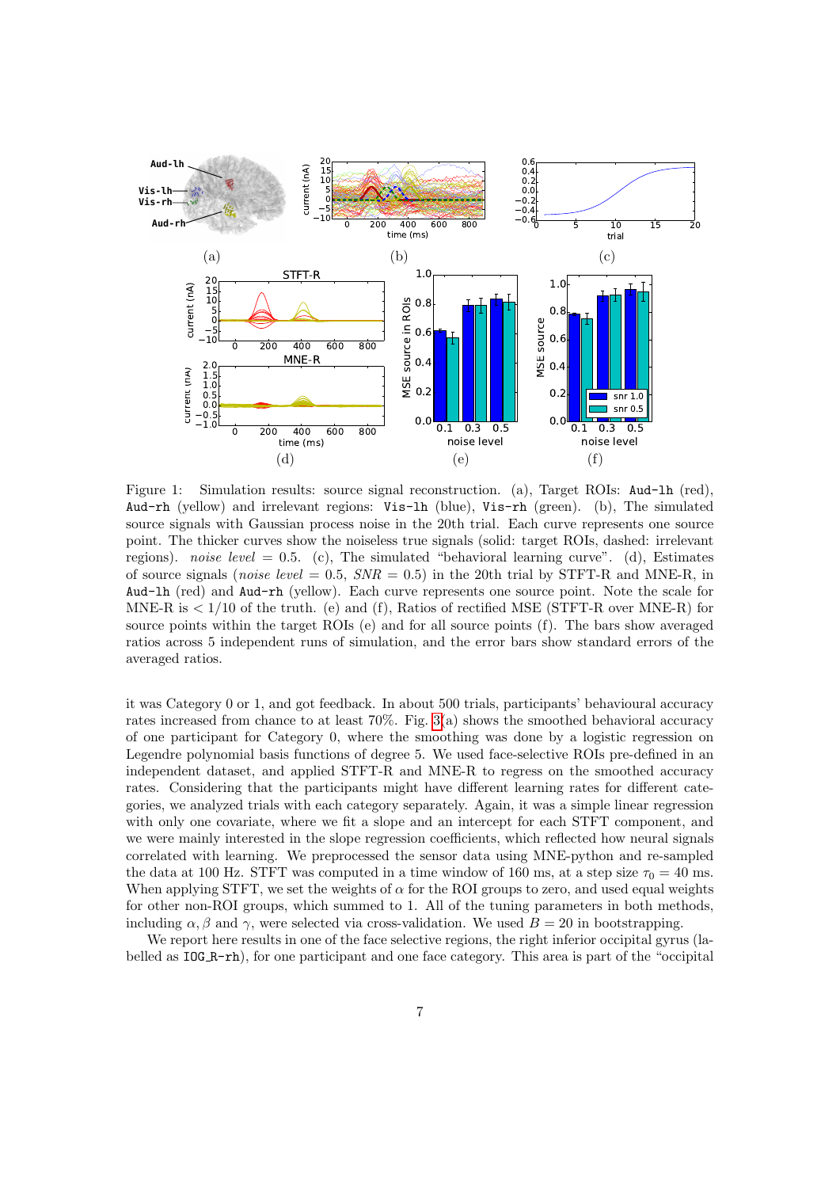Figure 1: Simulation results: source signal reconstruction. (a), Target ROIs: `Aud-lh` (red), `Aud-rh` (yellow) and irrelevant regions: `Vis-lh` (blue), `Vis-rh` (green). (b), The simulated source signals with Gaussian process noise in the 20th trial. Each curve represents one source point. The thicker curves show the noiseless true signals (solid: target ROIs, dashed: irrelevant regions). *noise level* = 0.5. (c), The simulated "behavioral learning curve". (d), Estimates of source signals (*noise level* = 0.5, *SNR* = 0.5) in the 20th trial by STFT-R and MNE-R, in `Aud-lh` (red) and `Aud-rh` (yellow). Each curve represents one source point. Note the scale for MNE-R is $< 1/10$ of the truth. (e) and (f), Ratios of rectified MSE (STFT-R over MNE-R) for source points within the target ROIs (e) and for all source points (f). The bars show averaged ratios across 5 independent runs of simulation, and the error bars show standard errors of the averaged ratios.

it was Category 0 or 1, and got feedback. In about 500 trials, participants' behavioural accuracy rates increased from chance to at least 70%. Fig. 3(a) shows the smoothed behavioral accuracy of one participant for Category 0, where the smoothing was done by a logistic regression on Legendre polynomial basis functions of degree 5. We used face-selective ROIs pre-defined in an independent dataset, and applied STFT-R and MNE-R to regress on the smoothed accuracy rates. Considering that the participants might have different learning rates for different categories, we analyzed trials with each category separately. Again, it was a simple linear regression with only one covariate, where we fit a slope and an intercept for each STFT component, and we were mainly interested in the slope regression coefficients, which reflected how neural signals correlated with learning. We preprocessed the sensor data using MNE-python and re-sampled the data at 100 Hz. STFT was computed in a time window of 160 ms, at a step size $\tau_0 = 40$ ms. When applying STFT, we set the weights of $\alpha$ for the ROI groups to zero, and used equal weights for other non-ROI groups, which summed to 1. All of the tuning parameters in both methods, including $\alpha, \beta$ and $\gamma$, were selected via cross-validation. We used $B = 20$ in bootstrapping.

We report here results in one of the face selective regions, the right inferior occipital gyrus (labelled as `IOG_R-rh`), for one participant and one face category. This area is part of the "occipital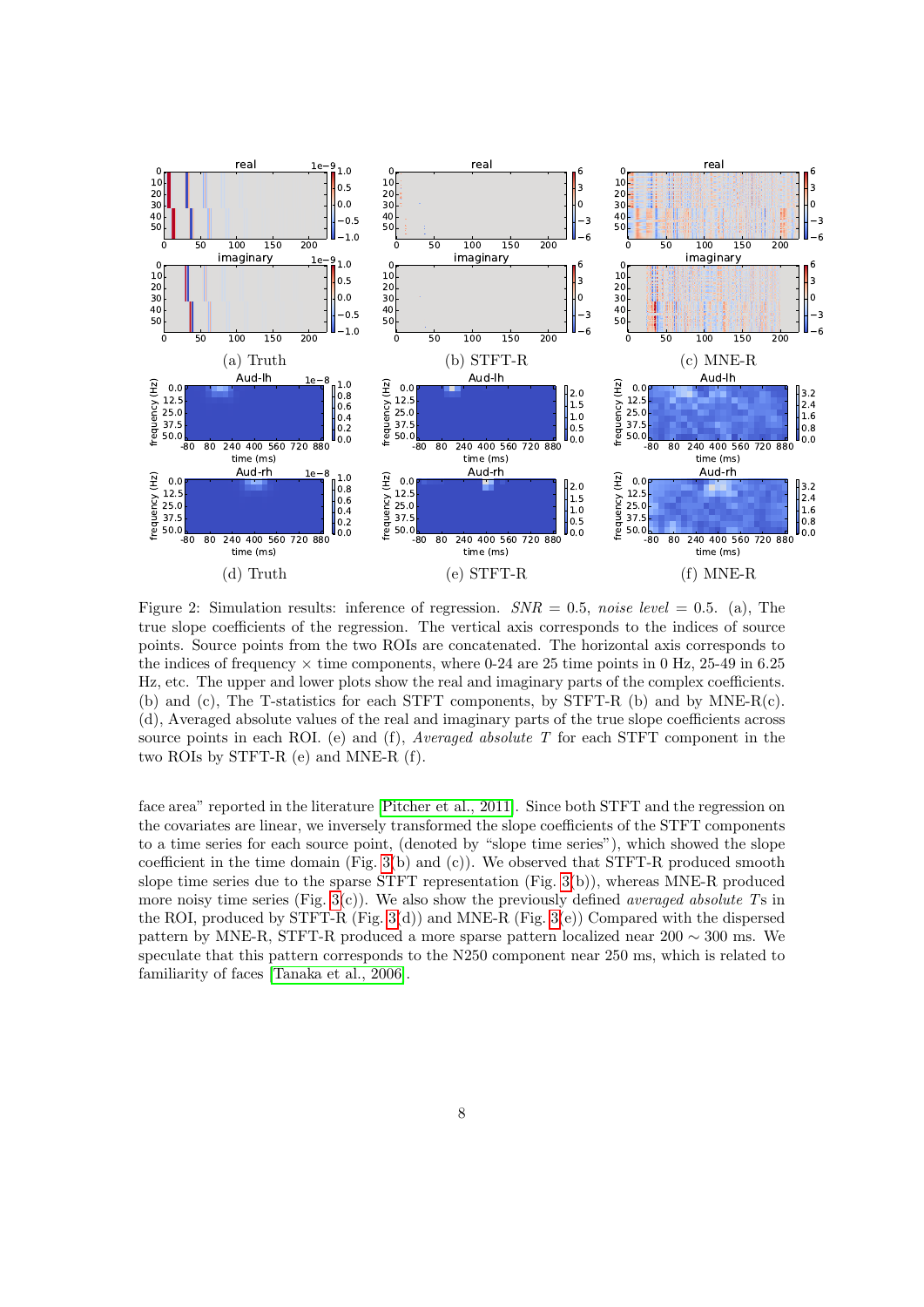Figure 2: Simulation results: inference of regression. $SNR = 0.5$, *noise level* $= 0.5$. (a), The true slope coefficients of the regression. The vertical axis corresponds to the indices of source points. Source points from the two ROIs are concatenated. The horizontal axis corresponds to the indices of frequency × time components, where 0-24 are 25 time points in 0 Hz, 25-49 in 6.25 Hz, etc. The upper and lower plots show the real and imaginary parts of the complex coefficients. (b) and (c), The T-statistics for each STFT components, by STFT-R (b) and by MNE-R(c). (d), Averaged absolute values of the real and imaginary parts of the true slope coefficients across source points in each ROI. (e) and (f), *Averaged absolute* $T$ for each STFT component in the two ROIs by STFT-R (e) and MNE-R (f).

face area" reported in the literature [Pitcher et al., 2011]. Since both STFT and the regression on the covariates are linear, we inversely transformed the slope coefficients of the STFT components to a time series for each source point, (denoted by "slope time series"), which showed the slope coefficient in the time domain (Fig. 3(b) and (c)). We observed that STFT-R produced smooth slope time series due to the sparse STFT representation (Fig. 3(b)), whereas MNE-R produced more noisy time series (Fig. 3(c)). We also show the previously defined *averaged absolute* $T$s in the ROI, produced by STFT-R (Fig. 3(d)) and MNE-R (Fig. 3(e)) Compared with the dispersed pattern by MNE-R, STFT-R produced a more sparse pattern localized near $200 \sim 300$ ms. We speculate that this pattern corresponds to the N250 component near 250 ms, which is related to familiarity of faces [Tanaka et al., 2006].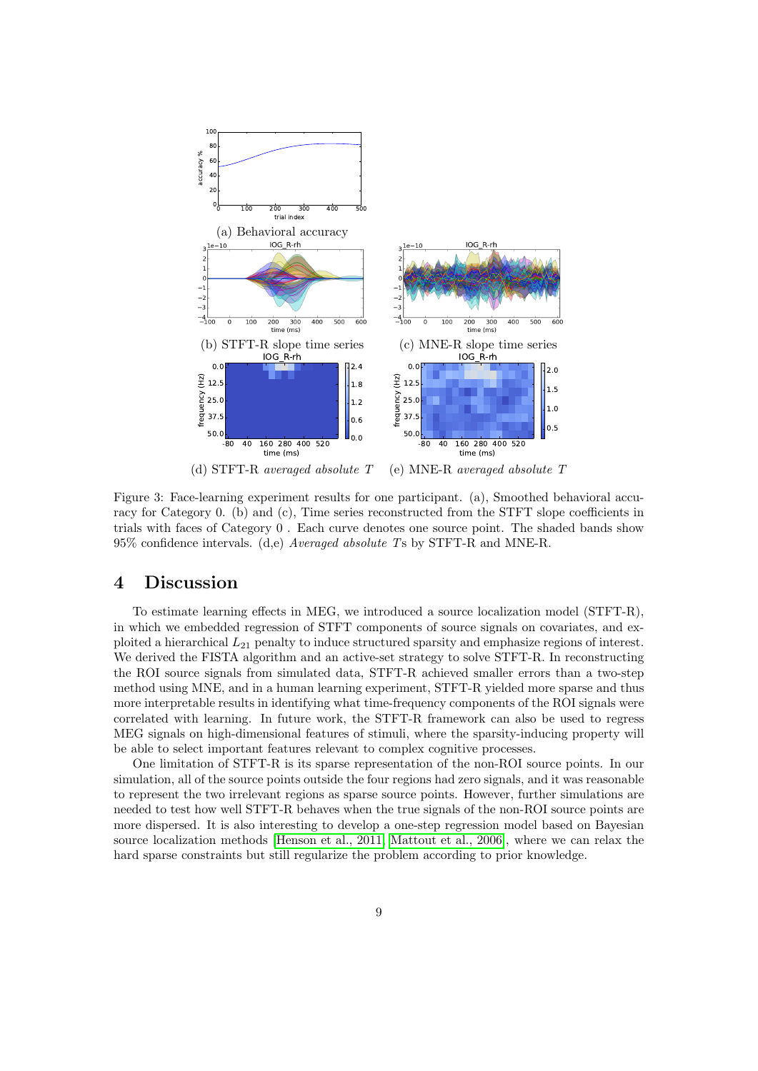(a) Behavioral accuracy

(b) STFT-R slope time series

(c) MNE-R slope time series

(d) STFT-R *averaged absolute T*

(e) MNE-R *averaged absolute T*

Figure 3: Face-learning experiment results for one participant. (a), Smoothed behavioral accuracy for Category 0. (b) and (c), Time series reconstructed from the STFT slope coefficients in trials with faces of Category 0 . Each curve denotes one source point. The shaded bands show 95% confidence intervals. (d,e) *Averaged absolute T*s by STFT-R and MNE-R.

# 4 Discussion

To estimate learning effects in MEG, we introduced a source localization model (STFT-R), in which we embedded regression of STFT components of source signals on covariates, and exploited a hierarchical $L_{21}$ penalty to induce structured sparsity and emphasize regions of interest. We derived the FISTA algorithm and an active-set strategy to solve STFT-R. In reconstructing the ROI source signals from simulated data, STFT-R achieved smaller errors than a two-step method using MNE, and in a human learning experiment, STFT-R yielded more sparse and thus more interpretable results in identifying what time-frequency components of the ROI signals were correlated with learning. In future work, the STFT-R framework can also be used to regress MEG signals on high-dimensional features of stimuli, where the sparsity-inducing property will be able to select important features relevant to complex cognitive processes.

One limitation of STFT-R is its sparse representation of the non-ROI source points. In our simulation, all of the source points outside the four regions had zero signals, and it was reasonable to represent the two irrelevant regions as sparse source points. However, further simulations are needed to test how well STFT-R behaves when the true signals of the non-ROI source points are more dispersed. It is also interesting to develop a one-step regression model based on Bayesian source localization methods [Henson et al., 2011, Mattout et al., 2006], where we can relax the hard sparse constraints but still regularize the problem according to prior knowledge.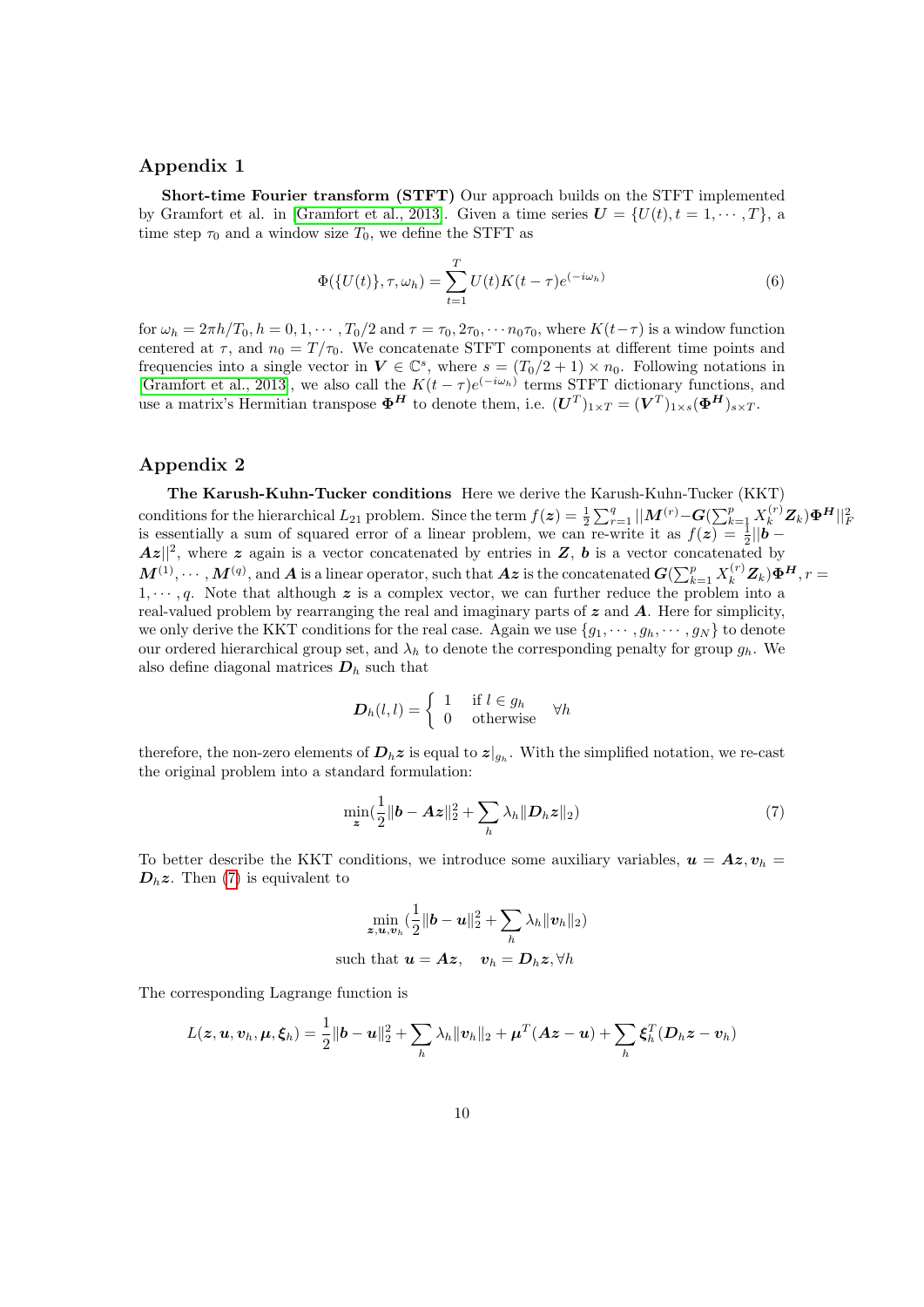## Appendix 1

**Short-time Fourier transform (STFT)** Our approach builds on the STFT implemented by Gramfort et al. in [Gramfort et al., 2013]. Given a time series $\boldsymbol{U} = \{U(t), t = 1, \cdots, T\}$, a time step $\tau_0$ and a window size $T_0$, we define the STFT as

$$\Phi(\{U(t)\}, \tau, \omega_h) = \sum_{t=1}^{T} U(t) K(t-\tau) e^{(-i\omega_h)} \tag{6}$$

for $\omega_h = 2\pi h / T_0, h = 0, 1, \cdots, T_0/2$ and $\tau = \tau_0, 2\tau_0, \cdots n_0\tau_0$, where $K(t-\tau)$ is a window function centered at $\tau$, and $n_0 = T/\tau_0$. We concatenate STFT components at different time points and frequencies into a single vector in $\boldsymbol{V} \in \mathbb{C}^s$, where $s = (T_0/2+1) \times n_0$. Following notations in [Gramfort et al., 2013], we also call the $K(t-\tau)e^{(-i\omega_h)}$ terms STFT dictionary functions, and use a matrix's Hermitian transpose $\boldsymbol{\Phi^H}$ to denote them, i.e. $(\boldsymbol{U}^T)_{1\times T} = (\boldsymbol{V}^T)_{1\times s}(\boldsymbol{\Phi^H})_{s\times T}$.

## Appendix 2

**The Karush-Kuhn-Tucker conditions** Here we derive the Karush-Kuhn-Tucker (KKT) conditions for the hierarchical $L_{21}$ problem. Since the term $f(\boldsymbol{z}) = \frac{1}{2}\sum_{r=1}^{q} ||\boldsymbol{M}^{(r)} - \boldsymbol{G}(\sum_{k=1}^{p} X_k^{(r)} \boldsymbol{Z}_k)\boldsymbol{\Phi^H}||_F^2$ is essentially a sum of squared error of a linear problem, we can re-write it as $f(\boldsymbol{z}) = \frac{1}{2}||\boldsymbol{b} - \boldsymbol{A}\boldsymbol{z}||^2$, where $\boldsymbol{z}$ again is a vector concatenated by entries in $\boldsymbol{Z}$, $\boldsymbol{b}$ is a vector concatenated by $\boldsymbol{M}^{(1)}, \cdots, \boldsymbol{M}^{(q)}$, and $\boldsymbol{A}$ is a linear operator, such that $\boldsymbol{A}\boldsymbol{z}$ is the concatenated $\boldsymbol{G}(\sum_{k=1}^{p} X_k^{(r)} \boldsymbol{Z}_k)\boldsymbol{\Phi^H}, r = 1, \cdots, q$. Note that although $\boldsymbol{z}$ is a complex vector, we can further reduce the problem into a real-valued problem by rearranging the real and imaginary parts of $\boldsymbol{z}$ and $\boldsymbol{A}$. Here for simplicity, we only derive the KKT conditions for the real case. Again we use $\{g_1, \cdots, g_h, \cdots, g_N\}$ to denote our ordered hierarchical group set, and $\lambda_h$ to denote the corresponding penalty for group $g_h$. We also define diagonal matrices $\boldsymbol{D}_h$ such that

$$\boldsymbol{D}_h(l,l) = \begin{cases} 1 & \text{if } l \in g_h \\ 0 & \text{otherwise} \end{cases} \quad \forall h$$

therefore, the non-zero elements of $\boldsymbol{D}_h\boldsymbol{z}$ is equal to $\boldsymbol{z}|_{g_h}$. With the simplified notation, we re-cast the original problem into a standard formulation:

$$\min_{\boldsymbol{z}} \left(\frac{1}{2}\|\boldsymbol{b} - \boldsymbol{A}\boldsymbol{z}\|_2^2 + \sum_h \lambda_h \|\boldsymbol{D}_h\boldsymbol{z}\|_2\right) \tag{7}$$

To better describe the KKT conditions, we introduce some auxiliary variables, $\boldsymbol{u} = \boldsymbol{A}\boldsymbol{z}, \boldsymbol{v}_h = \boldsymbol{D}_h\boldsymbol{z}$. Then (7) is equivalent to

$$\min_{\boldsymbol{z}, \boldsymbol{u}, \boldsymbol{v}_h} \left(\frac{1}{2}\|\boldsymbol{b} - \boldsymbol{u}\|_2^2 + \sum_h \lambda_h \|\boldsymbol{v}_h\|_2\right)$$

$$\text{such that } \boldsymbol{u} = \boldsymbol{A}\boldsymbol{z}, \quad \boldsymbol{v}_h = \boldsymbol{D}_h\boldsymbol{z}, \forall h$$

The corresponding Lagrange function is

$$L(\boldsymbol{z}, \boldsymbol{u}, \boldsymbol{v}_h, \boldsymbol{\mu}, \boldsymbol{\xi}_h) = \frac{1}{2}\|\boldsymbol{b} - \boldsymbol{u}\|_2^2 + \sum_h \lambda_h \|\boldsymbol{v}_h\|_2 + \boldsymbol{\mu}^T(\boldsymbol{A}\boldsymbol{z} - \boldsymbol{u}) + \sum_h \boldsymbol{\xi}_h^T(\boldsymbol{D}_h\boldsymbol{z} - \boldsymbol{v}_h)$$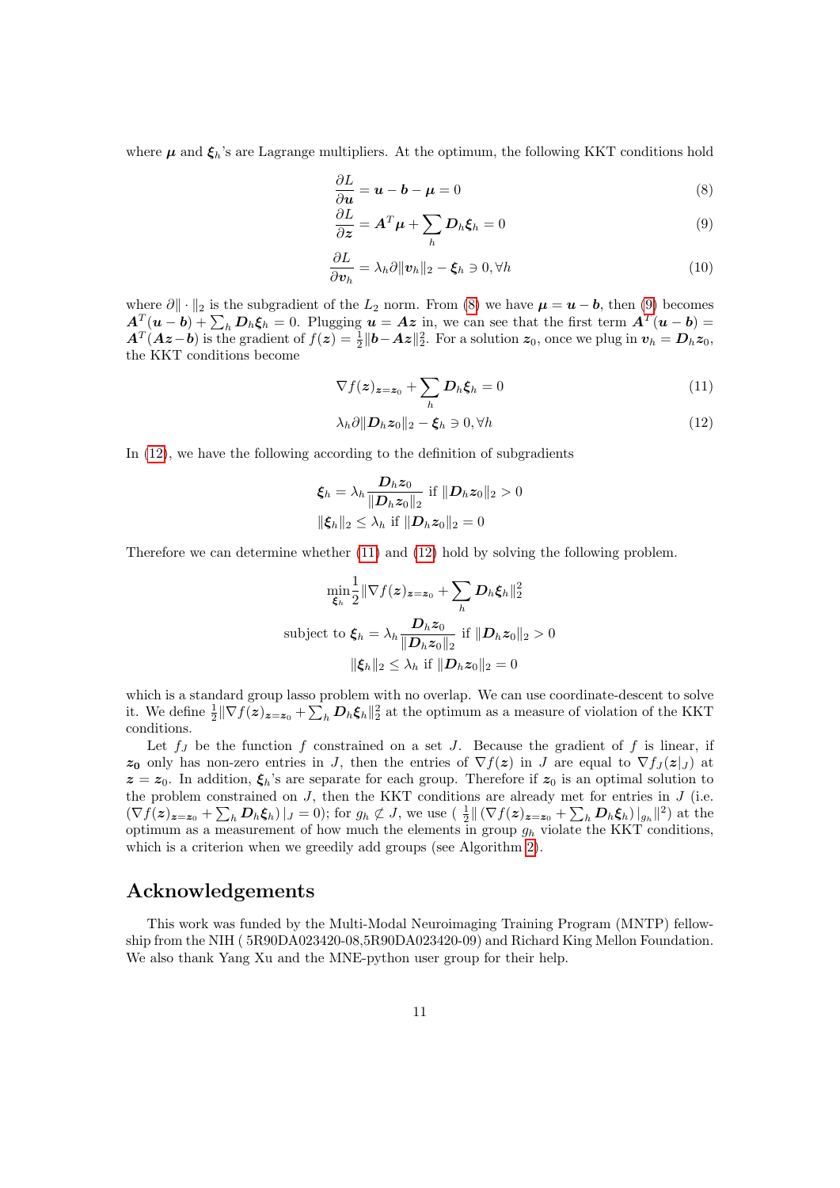where $\boldsymbol{\mu}$ and $\boldsymbol{\xi}_h$'s are Lagrange multipliers. At the optimum, the following KKT conditions hold

$$\frac{\partial L}{\partial \boldsymbol{u}} = \boldsymbol{u} - \boldsymbol{b} - \boldsymbol{\mu} = 0 \tag{8}$$

$$\frac{\partial L}{\partial \boldsymbol{z}} = \boldsymbol{A}^T \boldsymbol{\mu} + \sum_h \boldsymbol{D}_h \boldsymbol{\xi}_h = 0 \tag{9}$$

$$\frac{\partial L}{\partial \boldsymbol{v}_h} = \lambda_h \partial \|\boldsymbol{v}_h\|_2 - \boldsymbol{\xi}_h \ni 0, \forall h \tag{10}$$

where $\partial \|\cdot\|_2$ is the subgradient of the $L_2$ norm. From (8) we have $\boldsymbol{\mu} = \boldsymbol{u} - \boldsymbol{b}$, then (9) becomes $\boldsymbol{A}^T(\boldsymbol{u} - \boldsymbol{b}) + \sum_h \boldsymbol{D}_h \boldsymbol{\xi}_h = 0$. Plugging $\boldsymbol{u} = \boldsymbol{A}\boldsymbol{z}$ in, we can see that the first term $\boldsymbol{A}^T(\boldsymbol{u} - \boldsymbol{b}) = \boldsymbol{A}^T(\boldsymbol{A}\boldsymbol{z} - \boldsymbol{b})$ is the gradient of $f(\boldsymbol{z}) = \frac{1}{2}\|\boldsymbol{b} - \boldsymbol{A}\boldsymbol{z}\|_2^2$. For a solution $\boldsymbol{z}_0$, once we plug in $\boldsymbol{v}_h = \boldsymbol{D}_h \boldsymbol{z}_0$, the KKT conditions become

$$\nabla f(\boldsymbol{z})_{\boldsymbol{z}=\boldsymbol{z}_0} + \sum_h \boldsymbol{D}_h \boldsymbol{\xi}_h = 0 \tag{11}$$

$$\lambda_h \partial \|\boldsymbol{D}_h \boldsymbol{z}_0\|_2 - \boldsymbol{\xi}_h \ni 0, \forall h \tag{12}$$

In (12), we have the following according to the definition of subgradients

$$\boldsymbol{\xi}_h = \lambda_h \frac{\boldsymbol{D}_h \boldsymbol{z}_0}{\|\boldsymbol{D}_h \boldsymbol{z}_0\|_2} \text{ if } \|\boldsymbol{D}_h \boldsymbol{z}_0\|_2 > 0$$

$$\|\boldsymbol{\xi}_h\|_2 \leq \lambda_h \text{ if } \|\boldsymbol{D}_h \boldsymbol{z}_0\|_2 = 0$$

Therefore we can determine whether (11) and (12) hold by solving the following problem.

$$\min_{\boldsymbol{\xi}_h} \frac{1}{2} \|\nabla f(\boldsymbol{z})_{\boldsymbol{z}=\boldsymbol{z}_0} + \sum_h \boldsymbol{D}_h \boldsymbol{\xi}_h\|_2^2$$

$$\text{subject to } \boldsymbol{\xi}_h = \lambda_h \frac{\boldsymbol{D}_h \boldsymbol{z}_0}{\|\boldsymbol{D}_h \boldsymbol{z}_0\|_2} \text{ if } \|\boldsymbol{D}_h \boldsymbol{z}_0\|_2 > 0$$

$$\|\boldsymbol{\xi}_h\|_2 \leq \lambda_h \text{ if } \|\boldsymbol{D}_h \boldsymbol{z}_0\|_2 = 0$$

which is a standard group lasso problem with no overlap. We can use coordinate-descent to solve it. We define $\frac{1}{2}\|\nabla f(\boldsymbol{z})_{\boldsymbol{z}=\boldsymbol{z}_0} + \sum_h \boldsymbol{D}_h \boldsymbol{\xi}_h\|_2^2$ at the optimum as a measure of violation of the KKT conditions.

Let $f_J$ be the function $f$ constrained on a set $J$. Because the gradient of $f$ is linear, if $\boldsymbol{z_0}$ only has non-zero entries in $J$, then the entries of $\nabla f(\boldsymbol{z})$ in $J$ are equal to $\nabla f_J(\boldsymbol{z}|_J)$ at $\boldsymbol{z} = \boldsymbol{z}_0$. In addition, $\boldsymbol{\xi}_h$'s are separate for each group. Therefore if $\boldsymbol{z}_0$ is an optimal solution to the problem constrained on $J$, then the KKT conditions are already met for entries in $J$ (i.e. $(\nabla f(\boldsymbol{z})_{\boldsymbol{z}=\boldsymbol{z}_0} + \sum_h \boldsymbol{D}_h \boldsymbol{\xi}_h)\,|_J = 0$); for $g_h \not\subset J$, we use ( $\frac{1}{2}\|\,(\nabla f(\boldsymbol{z})_{\boldsymbol{z}=\boldsymbol{z}_0} + \sum_h \boldsymbol{D}_h \boldsymbol{\xi}_h)\,|_{g_h}\|^2$) at the optimum as a measurement of how much the elements in group $g_h$ violate the KKT conditions, which is a criterion when we greedily add groups (see Algorithm 2).

## Acknowledgements

This work was funded by the Multi-Modal Neuroimaging Training Program (MNTP) fellowship from the NIH ( 5R90DA023420-08,5R90DA023420-09) and Richard King Mellon Foundation. We also thank Yang Xu and the MNE-python user group for their help.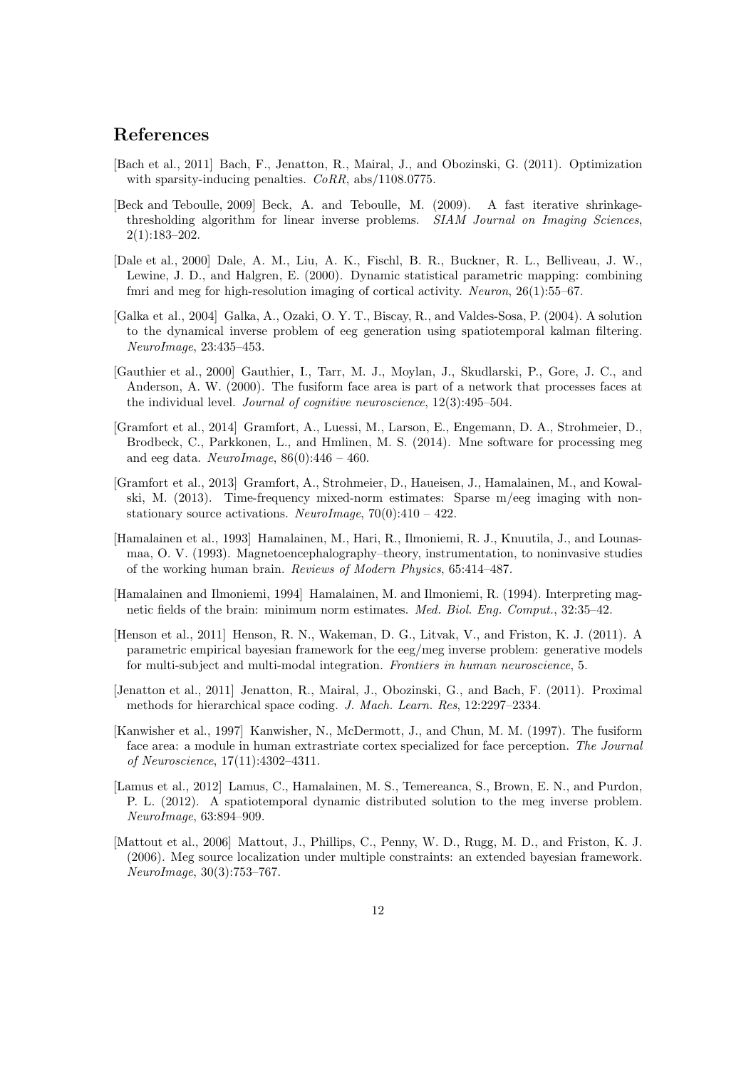## References

[Bach et al., 2011] Bach, F., Jenatton, R., Mairal, J., and Obozinski, G. (2011). Optimization with sparsity-inducing penalties. *CoRR*, abs/1108.0775.

[Beck and Teboulle, 2009] Beck, A. and Teboulle, M. (2009). A fast iterative shrinkage-thresholding algorithm for linear inverse problems. *SIAM Journal on Imaging Sciences*, 2(1):183–202.

[Dale et al., 2000] Dale, A. M., Liu, A. K., Fischl, B. R., Buckner, R. L., Belliveau, J. W., Lewine, J. D., and Halgren, E. (2000). Dynamic statistical parametric mapping: combining fmri and meg for high-resolution imaging of cortical activity. *Neuron*, 26(1):55–67.

[Galka et al., 2004] Galka, A., Ozaki, O. Y. T., Biscay, R., and Valdes-Sosa, P. (2004). A solution to the dynamical inverse problem of eeg generation using spatiotemporal kalman filtering. *NeuroImage*, 23:435–453.

[Gauthier et al., 2000] Gauthier, I., Tarr, M. J., Moylan, J., Skudlarski, P., Gore, J. C., and Anderson, A. W. (2000). The fusiform face area is part of a network that processes faces at the individual level. *Journal of cognitive neuroscience*, 12(3):495–504.

[Gramfort et al., 2014] Gramfort, A., Luessi, M., Larson, E., Engemann, D. A., Strohmeier, D., Brodbeck, C., Parkkonen, L., and Hmlinen, M. S. (2014). Mne software for processing meg and eeg data. *NeuroImage*, 86(0):446 – 460.

[Gramfort et al., 2013] Gramfort, A., Strohmeier, D., Haueisen, J., Hamalainen, M., and Kowalski, M. (2013). Time-frequency mixed-norm estimates: Sparse m/eeg imaging with non-stationary source activations. *NeuroImage*, 70(0):410 – 422.

[Hamalainen et al., 1993] Hamalainen, M., Hari, R., Ilmoniemi, R. J., Knuutila, J., and Lounasmaa, O. V. (1993). Magnetoencephalography–theory, instrumentation, to noninvasive studies of the working human brain. *Reviews of Modern Physics*, 65:414–487.

[Hamalainen and Ilmoniemi, 1994] Hamalainen, M. and Ilmoniemi, R. (1994). Interpreting magnetic fields of the brain: minimum norm estimates. *Med. Biol. Eng. Comput.*, 32:35–42.

[Henson et al., 2011] Henson, R. N., Wakeman, D. G., Litvak, V., and Friston, K. J. (2011). A parametric empirical bayesian framework for the eeg/meg inverse problem: generative models for multi-subject and multi-modal integration. *Frontiers in human neuroscience*, 5.

[Jenatton et al., 2011] Jenatton, R., Mairal, J., Obozinski, G., and Bach, F. (2011). Proximal methods for hierarchical space coding. *J. Mach. Learn. Res*, 12:2297–2334.

[Kanwisher et al., 1997] Kanwisher, N., McDermott, J., and Chun, M. M. (1997). The fusiform face area: a module in human extrastriate cortex specialized for face perception. *The Journal of Neuroscience*, 17(11):4302–4311.

[Lamus et al., 2012] Lamus, C., Hamalainen, M. S., Temereanca, S., Brown, E. N., and Purdon, P. L. (2012). A spatiotemporal dynamic distributed solution to the meg inverse problem. *NeuroImage*, 63:894–909.

[Mattout et al., 2006] Mattout, J., Phillips, C., Penny, W. D., Rugg, M. D., and Friston, K. J. (2006). Meg source localization under multiple constraints: an extended bayesian framework. *NeuroImage*, 30(3):753–767.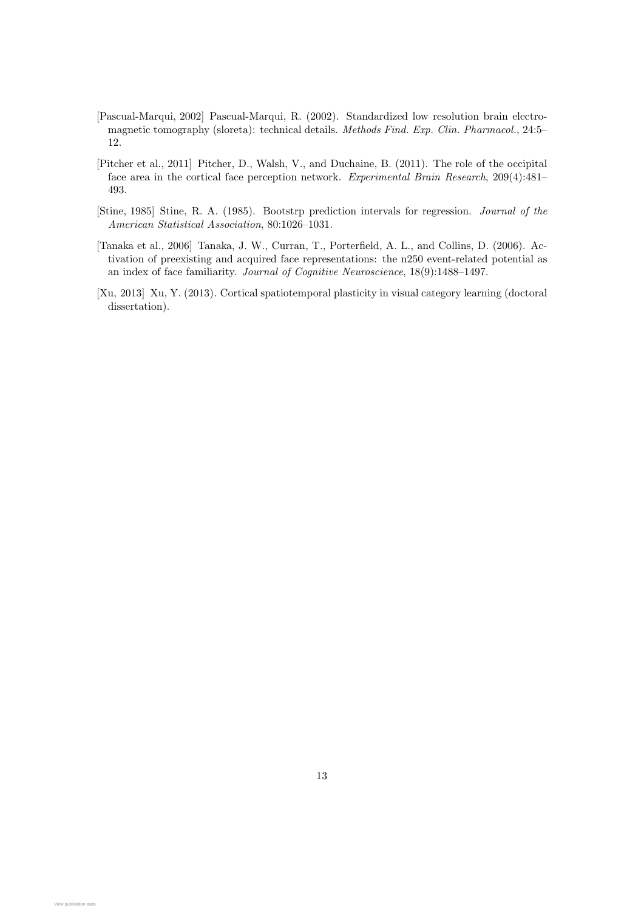[Pascual-Marqui, 2002] Pascual-Marqui, R. (2002). Standardized low resolution brain electromagnetic tomography (sloreta): technical details. *Methods Find. Exp. Clin. Pharmacol.*, 24:5–12.

[Pitcher et al., 2011] Pitcher, D., Walsh, V., and Duchaine, B. (2011). The role of the occipital face area in the cortical face perception network. *Experimental Brain Research*, 209(4):481–493.

[Stine, 1985] Stine, R. A. (1985). Bootstrp prediction intervals for regression. *Journal of the American Statistical Association*, 80:1026–1031.

[Tanaka et al., 2006] Tanaka, J. W., Curran, T., Porterfield, A. L., and Collins, D. (2006). Activation of preexisting and acquired face representations: the n250 event-related potential as an index of face familiarity. *Journal of Cognitive Neuroscience*, 18(9):1488–1497.

[Xu, 2013] Xu, Y. (2013). Cortical spatiotemporal plasticity in visual category learning (doctoral dissertation).